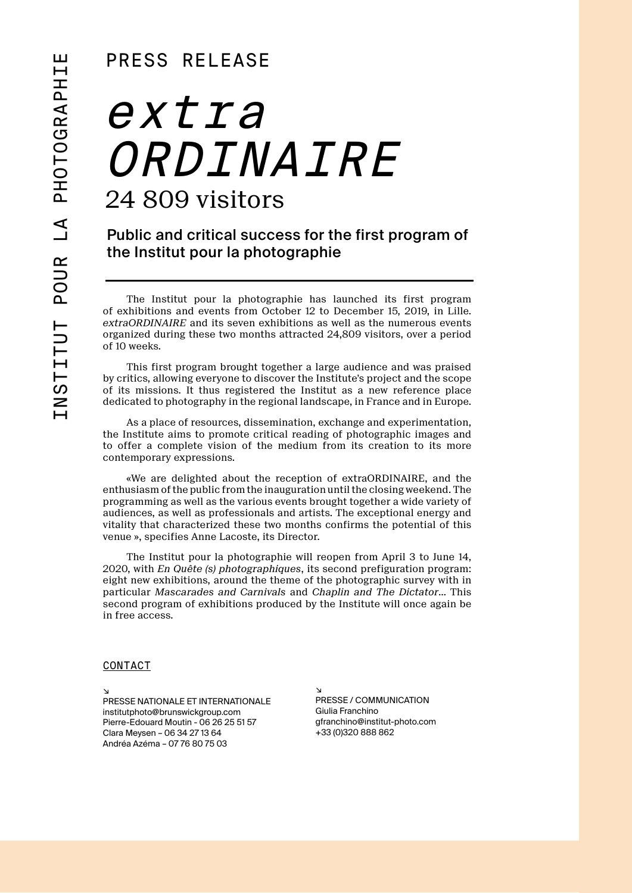PRESS RELEASE

# *extra ORDINAIRE*

## 24 809 visitors

### Public and critical success for the first program of the Institut pour la photographie

The Institut pour la photographie has launched its first program of exhibitions and events from October 12 to December 15, 2019, in Lille. *extraORDINAIRE* and its seven exhibitions as well as the numerous events organized during these two months attracted 24,809 visitors, over a period of 10 weeks.

This first program brought together a large audience and was praised by critics, allowing everyone to discover the Institute's project and the scope of its missions. It thus registered the Institut as a new reference place dedicated to photography in the regional landscape, in France and in Europe.

As a place of resources, dissemination, exchange and experimentation, the Institute aims to promote critical reading of photographic images and to offer a complete vision of the medium from its creation to its more contemporary expressions.

«We are delighted about the reception of extraORDINAIRE, and the enthusiasm of the public from the inauguration until the closing weekend. The programming as well as the various events brought together a wide variety of audiences, as well as professionals and artists. The exceptional energy and vitality that characterized these two months confirms the potential of this venue », specifies Anne Lacoste, its Director.

The Institut pour la photographie will reopen from April 3 to June 14, 2020, with *En Quête (s) photographiques*, its second prefiguration program: eight new exhibitions, around the theme of the photographic survey with in particular *Mascarades and Carnivals* and *Chaplin and The Dictator*... This second program of exhibitions produced by the Institute will once again be in free access.

CONTACT

↘
PRESSE NATIONALE ET INTERNATIONALE
institutphoto@brunswickgroup.com
Pierre-Edouard Moutin - 06 26 25 51 57
Clara Meysen – 06 34 27 13 64
Andréa Azéma – 07 76 80 75 03

↘
PRESSE / COMMUNICATION
Giulia Franchino
gfranchino@institut-photo.com
+33 (0)320 888 862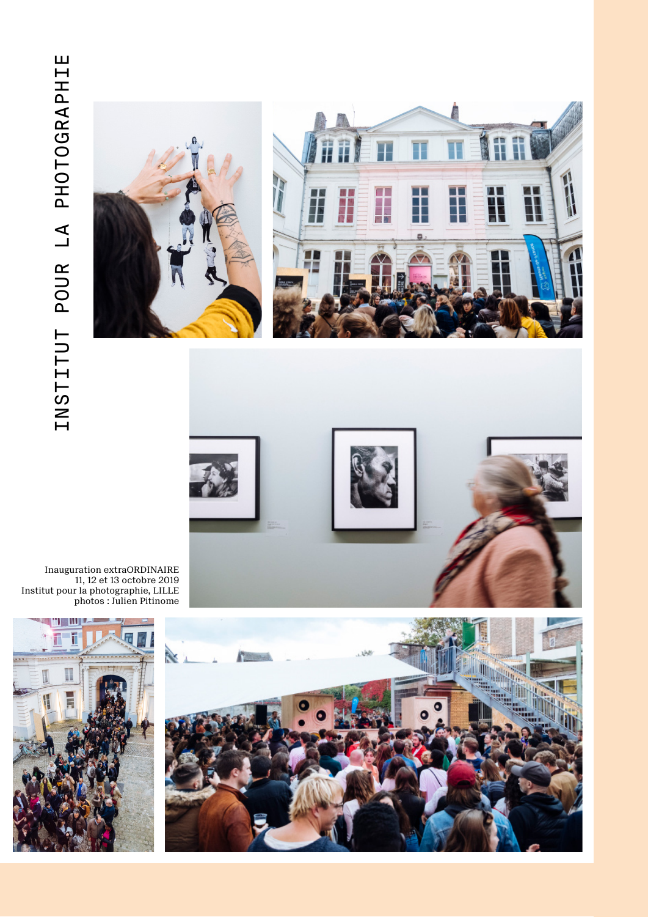# INSTITUT POUR LA PHOTOGRAPHIE

Inauguration extraORDINAIRE
11, 12 et 13 octobre 2019
Institut pour la photographie, LILLE
photos : Julien Pitinome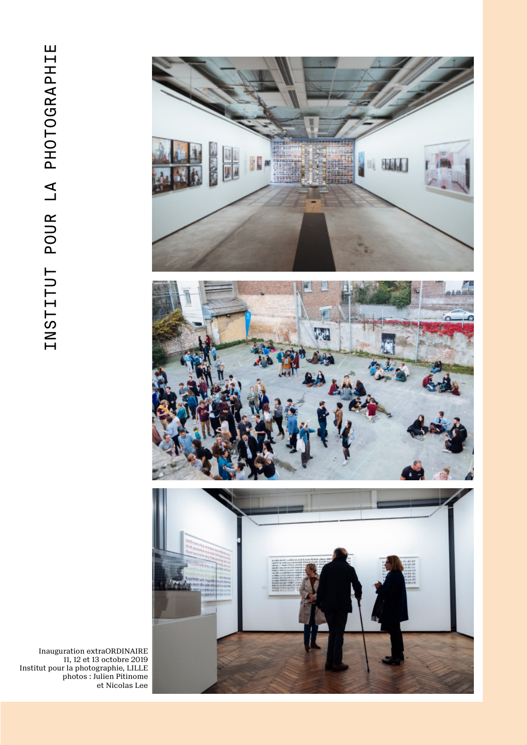INSTITUT POUR LA PHOTOGRAPHIE

Inauguration extraORDINAIRE
11, 12 et 13 octobre 2019
Institut pour la photographie, LILLE
photos : Julien Pitinome
et Nicolas Lee